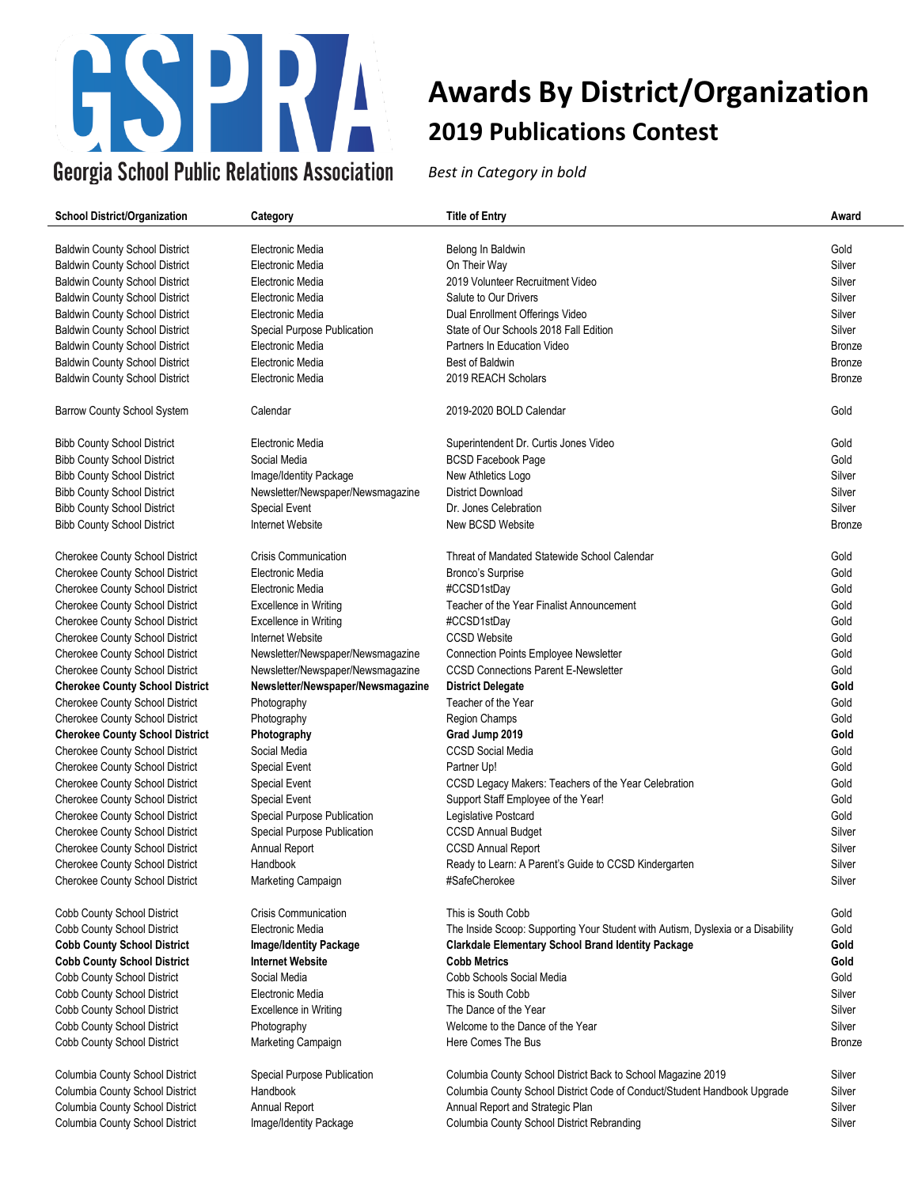# Awards By District/Organization

## 2019 Publications Contest

Georgia School Public Relations Association

*Best in Category in bold*

| School District/Organization | Category | Title of Entry | Award |
|---|---|---|---|
| Baldwin County School District | Electronic Media | Belong In Baldwin | Gold |
| Baldwin County School District | Electronic Media | On Their Way | Silver |
| Baldwin County School District | Electronic Media | 2019 Volunteer Recruitment Video | Silver |
| Baldwin County School District | Electronic Media | Salute to Our Drivers | Silver |
| Baldwin County School District | Electronic Media | Dual Enrollment Offerings Video | Silver |
| Baldwin County School District | Special Purpose Publication | State of Our Schools 2018 Fall Edition | Silver |
| Baldwin County School District | Electronic Media | Partners In Education Video | Bronze |
| Baldwin County School District | Electronic Media | Best of Baldwin | Bronze |
| Baldwin County School District | Electronic Media | 2019 REACH Scholars | Bronze |
| Barrow County School System | Calendar | 2019-2020 BOLD Calendar | Gold |
| Bibb County School District | Electronic Media | Superintendent Dr. Curtis Jones Video | Gold |
| Bibb County School District | Social Media | BCSD Facebook Page | Gold |
| Bibb County School District | Image/Identity Package | New Athletics Logo | Silver |
| Bibb County School District | Newsletter/Newspaper/Newsmagazine | District Download | Silver |
| Bibb County School District | Special Event | Dr. Jones Celebration | Silver |
| Bibb County School District | Internet Website | New BCSD Website | Bronze |
| Cherokee County School District | Crisis Communication | Threat of Mandated Statewide School Calendar | Gold |
| Cherokee County School District | Electronic Media | Bronco's Surprise | Gold |
| Cherokee County School District | Electronic Media | #CCSD1stDay | Gold |
| Cherokee County School District | Excellence in Writing | Teacher of the Year Finalist Announcement | Gold |
| Cherokee County School District | Excellence in Writing | #CCSD1stDay | Gold |
| Cherokee County School District | Internet Website | CCSD Website | Gold |
| Cherokee County School District | Newsletter/Newspaper/Newsmagazine | Connection Points Employee Newsletter | Gold |
| Cherokee County School District | Newsletter/Newspaper/Newsmagazine | CCSD Connections Parent E-Newsletter | Gold |
| **Cherokee County School District** | **Newsletter/Newspaper/Newsmagazine** | **District Delegate** | **Gold** |
| Cherokee County School District | Photography | Teacher of the Year | Gold |
| Cherokee County School District | Photography | Region Champs | Gold |
| **Cherokee County School District** | **Photography** | **Grad Jump 2019** | **Gold** |
| Cherokee County School District | Social Media | CCSD Social Media | Gold |
| Cherokee County School District | Special Event | Partner Up! | Gold |
| Cherokee County School District | Special Event | CCSD Legacy Makers: Teachers of the Year Celebration | Gold |
| Cherokee County School District | Special Event | Support Staff Employee of the Year! | Gold |
| Cherokee County School District | Special Purpose Publication | Legislative Postcard | Gold |
| Cherokee County School District | Special Purpose Publication | CCSD Annual Budget | Silver |
| Cherokee County School District | Annual Report | CCSD Annual Report | Silver |
| Cherokee County School District | Handbook | Ready to Learn: A Parent's Guide to CCSD Kindergarten | Silver |
| Cherokee County School District | Marketing Campaign | #SafeCherokee | Silver |
| Cobb County School District | Crisis Communication | This is South Cobb | Gold |
| Cobb County School District | Electronic Media | The Inside Scoop: Supporting Your Student with Autism, Dyslexia or a Disability | Gold |
| **Cobb County School District** | **Image/Identity Package** | **Clarkdale Elementary School Brand Identity Package** | **Gold** |
| **Cobb County School District** | **Internet Website** | **Cobb Metrics** | **Gold** |
| Cobb County School District | Social Media | Cobb Schools Social Media | Gold |
| Cobb County School District | Electronic Media | This is South Cobb | Silver |
| Cobb County School District | Excellence in Writing | The Dance of the Year | Silver |
| Cobb County School District | Photography | Welcome to the Dance of the Year | Silver |
| Cobb County School District | Marketing Campaign | Here Comes The Bus | Bronze |
| Columbia County School District | Special Purpose Publication | Columbia County School District Back to School Magazine 2019 | Silver |
| Columbia County School District | Handbook | Columbia County School District Code of Conduct/Student Handbook Upgrade | Silver |
| Columbia County School District | Annual Report | Annual Report and Strategic Plan | Silver |
| Columbia County School District | Image/Identity Package | Columbia County School District Rebranding | Silver |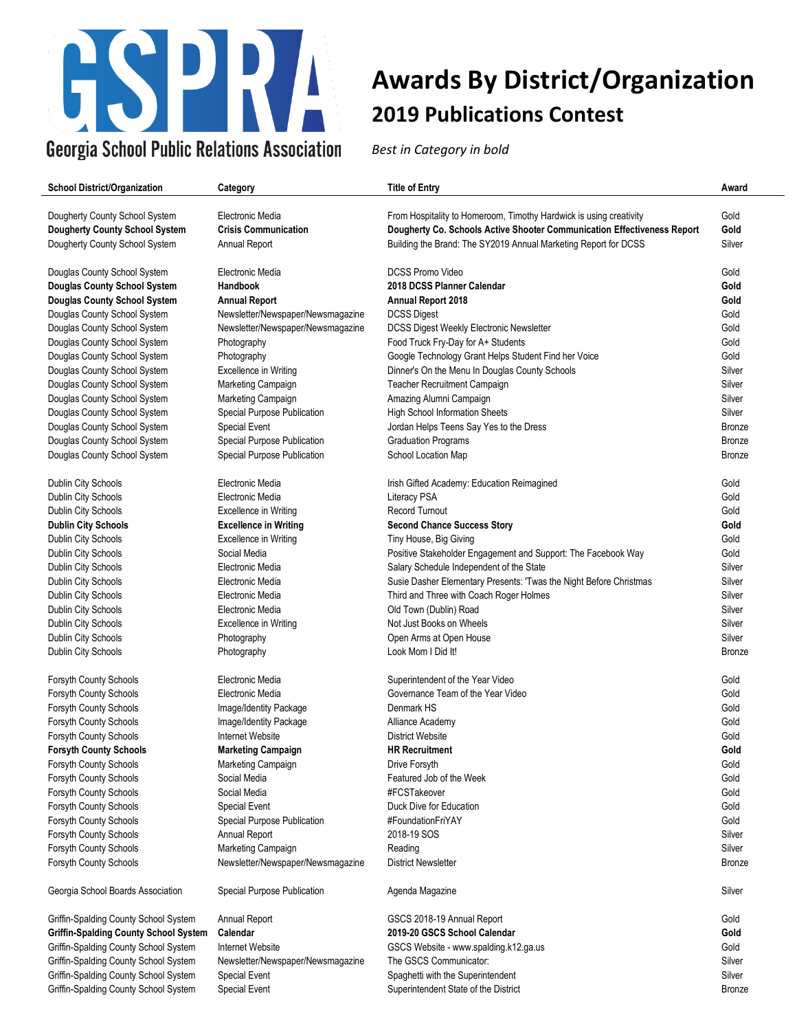# Awards By District/Organization

## 2019 Publications Contest

*Best in Category in bold*

Georgia School Public Relations Association

| School District/Organization | Category | Title of Entry | Award |
|---|---|---|---|
| Dougherty County School System | Electronic Media | From Hospitality to Homeroom, Timothy Hardwick is using creativity | Gold |
| **Dougherty County School System** | **Crisis Communication** | **Dougherty Co. Schools Active Shooter Communication Effectiveness Report** | **Gold** |
| Dougherty County School System | Annual Report | Building the Brand: The SY2019 Annual Marketing Report for DCSS | Silver |
| Douglas County School System | Electronic Media | DCSS Promo Video | Gold |
| **Douglas County School System** | **Handbook** | **2018 DCSS Planner Calendar** | **Gold** |
| **Douglas County School System** | **Annual Report** | **Annual Report 2018** | **Gold** |
| Douglas County School System | Newsletter/Newspaper/Newsmagazine | DCSS Digest | Gold |
| Douglas County School System | Newsletter/Newspaper/Newsmagazine | DCSS Digest Weekly Electronic Newsletter | Gold |
| Douglas County School System | Photography | Food Truck Fry-Day for A+ Students | Gold |
| Douglas County School System | Photography | Google Technology Grant Helps Student Find her Voice | Gold |
| Douglas County School System | Excellence in Writing | Dinner's On the Menu In Douglas County Schools | Silver |
| Douglas County School System | Marketing Campaign | Teacher Recruitment Campaign | Silver |
| Douglas County School System | Marketing Campaign | Amazing Alumni Campaign | Silver |
| Douglas County School System | Special Purpose Publication | High School Information Sheets | Silver |
| Douglas County School System | Special Event | Jordan Helps Teens Say Yes to the Dress | Bronze |
| Douglas County School System | Special Purpose Publication | Graduation Programs | Bronze |
| Douglas County School System | Special Purpose Publication | School Location Map | Bronze |
| Dublin City Schools | Electronic Media | Irish Gifted Academy: Education Reimagined | Gold |
| Dublin City Schools | Electronic Media | Literacy PSA | Gold |
| Dublin City Schools | Excellence in Writing | Record Turnout | Gold |
| **Dublin City Schools** | **Excellence in Writing** | **Second Chance Success Story** | **Gold** |
| Dublin City Schools | Excellence in Writing | Tiny House, Big Giving | Gold |
| Dublin City Schools | Social Media | Positive Stakeholder Engagement and Support: The Facebook Way | Gold |
| Dublin City Schools | Electronic Media | Salary Schedule Independent of the State | Silver |
| Dublin City Schools | Electronic Media | Susie Dasher Elementary Presents: 'Twas the Night Before Christmas | Silver |
| Dublin City Schools | Electronic Media | Third and Three with Coach Roger Holmes | Silver |
| Dublin City Schools | Electronic Media | Old Town (Dublin) Road | Silver |
| Dublin City Schools | Excellence in Writing | Not Just Books on Wheels | Silver |
| Dublin City Schools | Photography | Open Arms at Open House | Silver |
| Dublin City Schools | Photography | Look Mom I Did It! | Bronze |
| Forsyth County Schools | Electronic Media | Superintendent of the Year Video | Gold |
| Forsyth County Schools | Electronic Media | Governance Team of the Year Video | Gold |
| Forsyth County Schools | Image/Identity Package | Denmark HS | Gold |
| Forsyth County Schools | Image/Identity Package | Alliance Academy | Gold |
| Forsyth County Schools | Internet Website | District Website | Gold |
| **Forsyth County Schools** | **Marketing Campaign** | **HR Recruitment** | **Gold** |
| Forsyth County Schools | Marketing Campaign | Drive Forsyth | Gold |
| Forsyth County Schools | Social Media | Featured Job of the Week | Gold |
| Forsyth County Schools | Social Media | #FCSTakeover | Gold |
| Forsyth County Schools | Special Event | Duck Dive for Education | Gold |
| Forsyth County Schools | Special Purpose Publication | #FoundationFriYAY | Gold |
| Forsyth County Schools | Annual Report | 2018-19 SOS | Silver |
| Forsyth County Schools | Marketing Campaign | Reading | Silver |
| Forsyth County Schools | Newsletter/Newspaper/Newsmagazine | District Newsletter | Bronze |
| Georgia School Boards Association | Special Purpose Publication | Agenda Magazine | Silver |
| Griffin-Spalding County School System | Annual Report | GSCS 2018-19 Annual Report | Gold |
| **Griffin-Spalding County School System** | **Calendar** | **2019-20 GSCS School Calendar** | **Gold** |
| Griffin-Spalding County School System | Internet Website | GSCS Website - www.spalding.k12.ga.us | Gold |
| Griffin-Spalding County School System | Newsletter/Newspaper/Newsmagazine | The GSCS Communicator: | Silver |
| Griffin-Spalding County School System | Special Event | Spaghetti with the Superintendent | Silver |
| Griffin-Spalding County School System | Special Event | Superintendent State of the District | Bronze |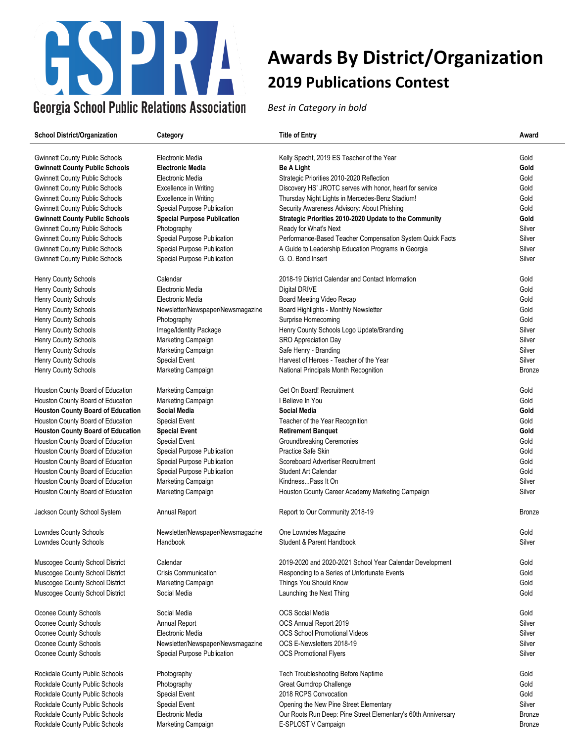# Awards By District/Organization

## 2019 Publications Contest

Georgia School Public Relations Association

*Best in Category in bold*

| School District/Organization | Category | Title of Entry | Award |
|---|---|---|---|
| Gwinnett County Public Schools | Electronic Media | Kelly Specht, 2019 ES Teacher of the Year | Gold |
| **Gwinnett County Public Schools** | **Electronic Media** | **Be A Light** | **Gold** |
| Gwinnett County Public Schools | Electronic Media | Strategic Priorities 2010-2020 Reflection | Gold |
| Gwinnett County Public Schools | Excellence in Writing | Discovery HS' JROTC serves with honor, heart for service | Gold |
| Gwinnett County Public Schools | Excellence in Writing | Thursday Night Lights in Mercedes-Benz Stadium! | Gold |
| Gwinnett County Public Schools | Special Purpose Publication | Security Awareness Advisory: About Phishing | Gold |
| **Gwinnett County Public Schools** | **Special Purpose Publication** | **Strategic Priorities 2010-2020 Update to the Community** | **Gold** |
| Gwinnett County Public Schools | Photography | Ready for What's Next | Silver |
| Gwinnett County Public Schools | Special Purpose Publication | Performance-Based Teacher Compensation System Quick Facts | Silver |
| Gwinnett County Public Schools | Special Purpose Publication | A Guide to Leadership Education Programs in Georgia | Silver |
| Gwinnett County Public Schools | Special Purpose Publication | G. O. Bond Insert | Silver |
| Henry County Schools | Calendar | 2018-19 District Calendar and Contact Information | Gold |
| Henry County Schools | Electronic Media | Digital DRIVE | Gold |
| Henry County Schools | Electronic Media | Board Meeting Video Recap | Gold |
| Henry County Schools | Newsletter/Newspaper/Newsmagazine | Board Highlights - Monthly Newsletter | Gold |
| Henry County Schools | Photography | Surprise Homecoming | Gold |
| Henry County Schools | Image/Identity Package | Henry County Schools Logo Update/Branding | Silver |
| Henry County Schools | Marketing Campaign | SRO Appreciation Day | Silver |
| Henry County Schools | Marketing Campaign | Safe Henry - Branding | Silver |
| Henry County Schools | Special Event | Harvest of Heroes - Teacher of the Year | Silver |
| Henry County Schools | Marketing Campaign | National Principals Month Recognition | Bronze |
| Houston County Board of Education | Marketing Campaign | Get On Board! Recruitment | Gold |
| Houston County Board of Education | Marketing Campaign | I Believe In You | Gold |
| **Houston County Board of Education** | **Social Media** | **Social Media** | **Gold** |
| Houston County Board of Education | Special Event | Teacher of the Year Recognition | Gold |
| **Houston County Board of Education** | **Special Event** | **Retirement Banquet** | **Gold** |
| Houston County Board of Education | Special Event | Groundbreaking Ceremonies | Gold |
| Houston County Board of Education | Special Purpose Publication | Practice Safe Skin | Gold |
| Houston County Board of Education | Special Purpose Publication | Scoreboard Advertiser Recruitment | Gold |
| Houston County Board of Education | Special Purpose Publication | Student Art Calendar | Gold |
| Houston County Board of Education | Marketing Campaign | Kindness...Pass It On | Silver |
| Houston County Board of Education | Marketing Campaign | Houston County Career Academy Marketing Campaign | Silver |
| Jackson County School System | Annual Report | Report to Our Community 2018-19 | Bronze |
| Lowndes County Schools | Newsletter/Newspaper/Newsmagazine | One Lowndes Magazine | Gold |
| Lowndes County Schools | Handbook | Student & Parent Handbook | Silver |
| Muscogee County School District | Calendar | 2019-2020 and 2020-2021 School Year Calendar Development | Gold |
| Muscogee County School District | Crisis Communication | Responding to a Series of Unfortunate Events | Gold |
| Muscogee County School District | Marketing Campaign | Things You Should Know | Gold |
| Muscogee County School District | Social Media | Launching the Next Thing | Gold |
| Oconee County Schools | Social Media | OCS Social Media | Gold |
| Oconee County Schools | Annual Report | OCS Annual Report 2019 | Silver |
| Oconee County Schools | Electronic Media | OCS School Promotional Videos | Silver |
| Oconee County Schools | Newsletter/Newspaper/Newsmagazine | OCS E-Newsletters 2018-19 | Silver |
| Oconee County Schools | Special Purpose Publication | OCS Promotional Flyers | Silver |
| Rockdale County Public Schools | Photography | Tech Troubleshooting Before Naptime | Gold |
| Rockdale County Public Schools | Photography | Great Gumdrop Challenge | Gold |
| Rockdale County Public Schools | Special Event | 2018 RCPS Convocation | Gold |
| Rockdale County Public Schools | Special Event | Opening the New Pine Street Elementary | Silver |
| Rockdale County Public Schools | Electronic Media | Our Roots Run Deep: Pine Street Elementary's 60th Anniversary | Bronze |
| Rockdale County Public Schools | Marketing Campaign | E-SPLOST V Campaign | Bronze |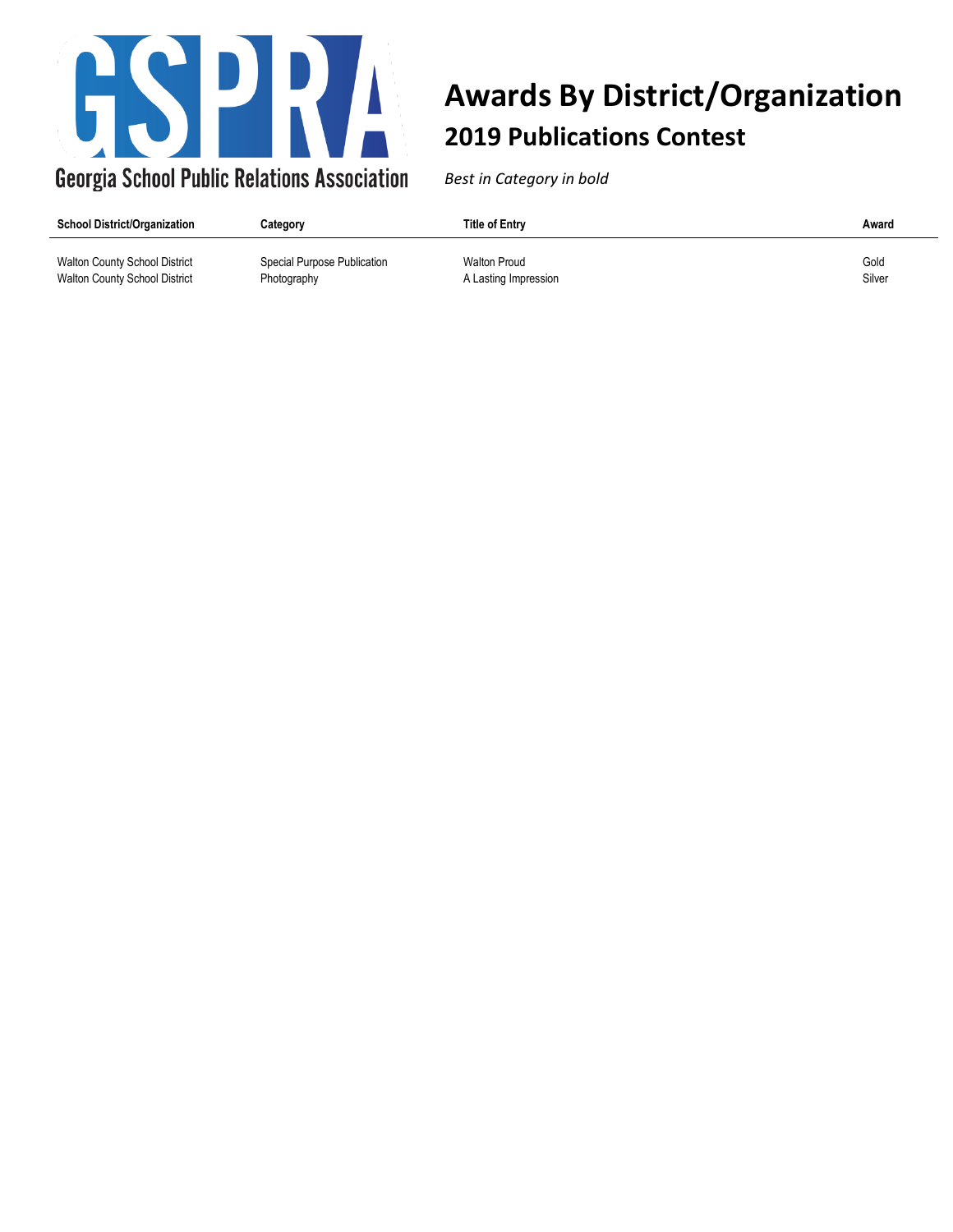Georgia School Public Relations Association

# Awards By District/Organization

## 2019 Publications Contest

*Best in Category in bold*

| School District/Organization | Category | Title of Entry | Award |
| --- | --- | --- | --- |
| Walton County School District | Special Purpose Publication | Walton Proud | Gold |
| Walton County School District | Photography | A Lasting Impression | Silver |